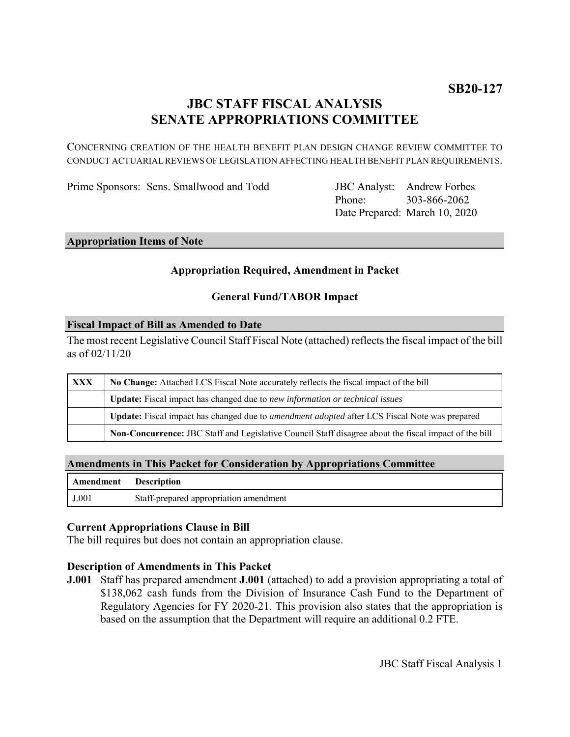**SB20-127**

# JBC STAFF FISCAL ANALYSIS
# SENATE APPROPRIATIONS COMMITTEE

CONCERNING CREATION OF THE HEALTH BENEFIT PLAN DESIGN CHANGE REVIEW COMMITTEE TO CONDUCT ACTUARIAL REVIEWS OF LEGISLATION AFFECTING HEALTH BENEFIT PLAN REQUIREMENTS.

Prime Sponsors: Sens. Smallwood and Todd

JBC Analyst: Andrew Forbes
Phone: 303-866-2062
Date Prepared: March 10, 2020

## Appropriation Items of Note

**Appropriation Required, Amendment in Packet**

**General Fund/TABOR Impact**

## Fiscal Impact of Bill as Amended to Date

The most recent Legislative Council Staff Fiscal Note (attached) reflects the fiscal impact of the bill as of 02/11/20

| | |
|---|---|
| XXX | **No Change:** Attached LCS Fiscal Note accurately reflects the fiscal impact of the bill |
| | **Update:** Fiscal impact has changed due to *new information or technical issues* |
| | **Update:** Fiscal impact has changed due to *amendment adopted* after LCS Fiscal Note was prepared |
| | **Non-Concurrence:** JBC Staff and Legislative Council Staff disagree about the fiscal impact of the bill |

## Amendments in This Packet for Consideration by Appropriations Committee

| Amendment | Description |
|---|---|
| J.001 | Staff-prepared appropriation amendment |

### Current Appropriations Clause in Bill

The bill requires but does not contain an appropriation clause.

### Description of Amendments in This Packet

**J.001** Staff has prepared amendment **J.001** (attached) to add a provision appropriating a total of $138,062 cash funds from the Division of Insurance Cash Fund to the Department of Regulatory Agencies for FY 2020-21. This provision also states that the appropriation is based on the assumption that the Department will require an additional 0.2 FTE.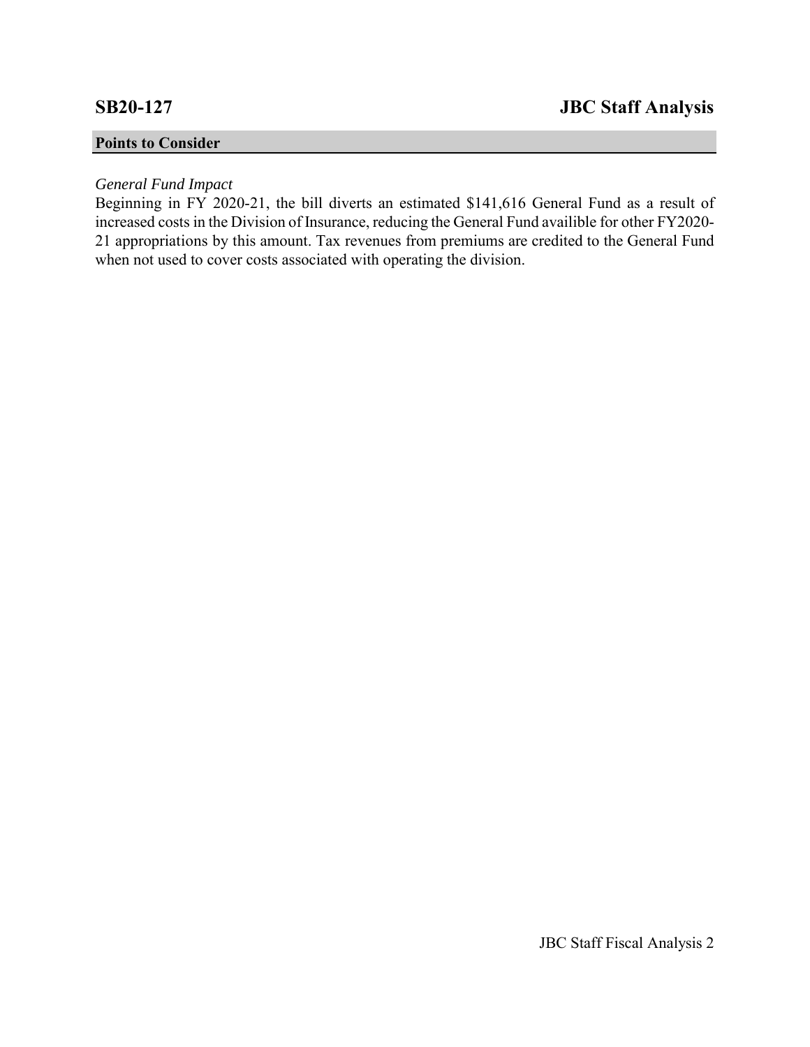## Points to Consider

*General Fund Impact*

Beginning in FY 2020-21, the bill diverts an estimated $141,616 General Fund as a result of increased costs in the Division of Insurance, reducing the General Fund availible for other FY2020-21 appropriations by this amount. Tax revenues from premiums are credited to the General Fund when not used to cover costs associated with operating the division.